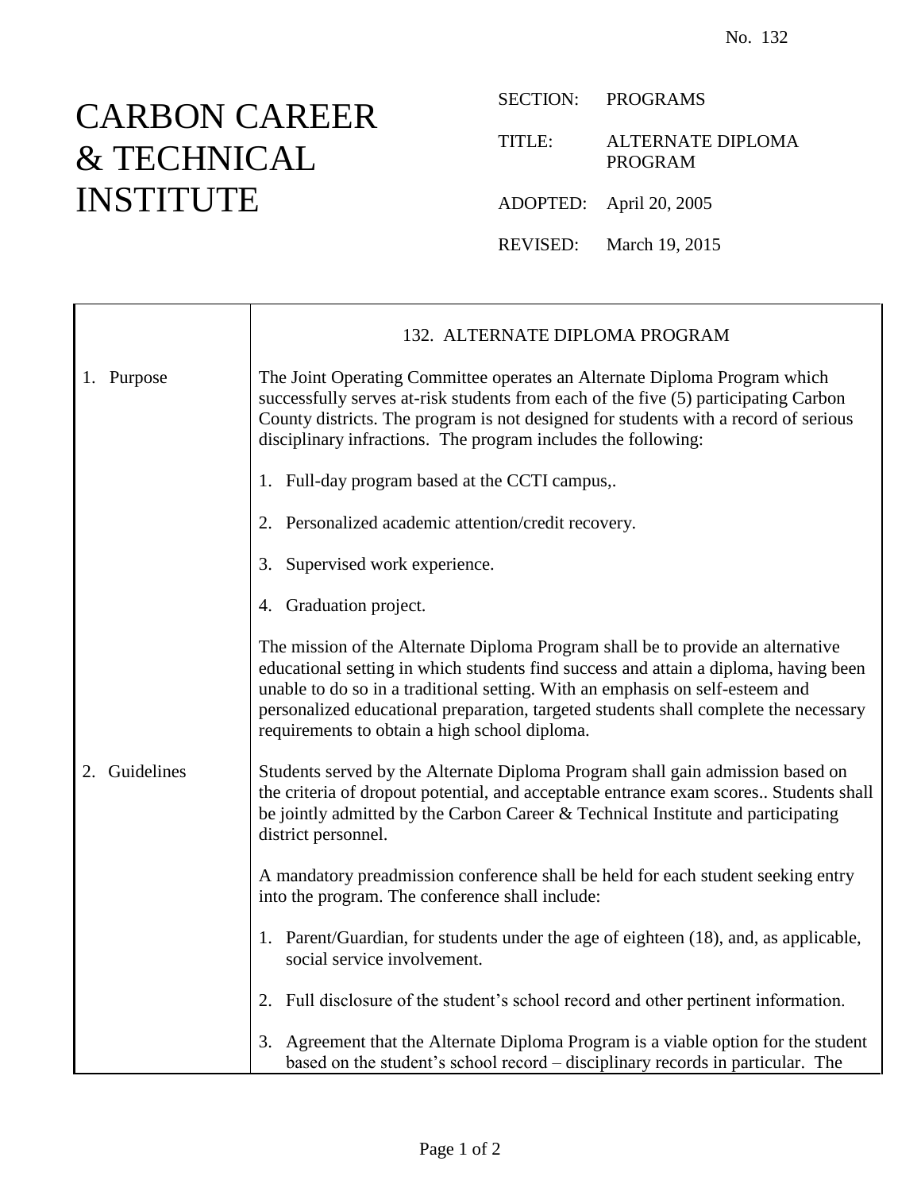No. 132

# CARBON CAREER & TECHNICAL INSTITUTE

SECTION: PROGRAMS

TITLE: ALTERNATE DIPLOMA PROGRAM

ADOPTED: April 20, 2005

REVISED: March 19, 2015

## 132. ALTERNATE DIPLOMA PROGRAM

### 1. Purpose

The Joint Operating Committee operates an Alternate Diploma Program which successfully serves at-risk students from each of the five (5) participating Carbon County districts. The program is not designed for students with a record of serious disciplinary infractions. The program includes the following:

1. Full-day program based at the CCTI campus,.
2. Personalized academic attention/credit recovery.
3. Supervised work experience.
4. Graduation project.

The mission of the Alternate Diploma Program shall be to provide an alternative educational setting in which students find success and attain a diploma, having been unable to do so in a traditional setting. With an emphasis on self-esteem and personalized educational preparation, targeted students shall complete the necessary requirements to obtain a high school diploma.

### 2. Guidelines

Students served by the Alternate Diploma Program shall gain admission based on the criteria of dropout potential, and acceptable entrance exam scores.. Students shall be jointly admitted by the Carbon Career & Technical Institute and participating district personnel.

A mandatory preadmission conference shall be held for each student seeking entry into the program. The conference shall include:

1. Parent/Guardian, for students under the age of eighteen (18), and, as applicable, social service involvement.
2. Full disclosure of the student's school record and other pertinent information.
3. Agreement that the Alternate Diploma Program is a viable option for the student based on the student's school record – disciplinary records in particular. The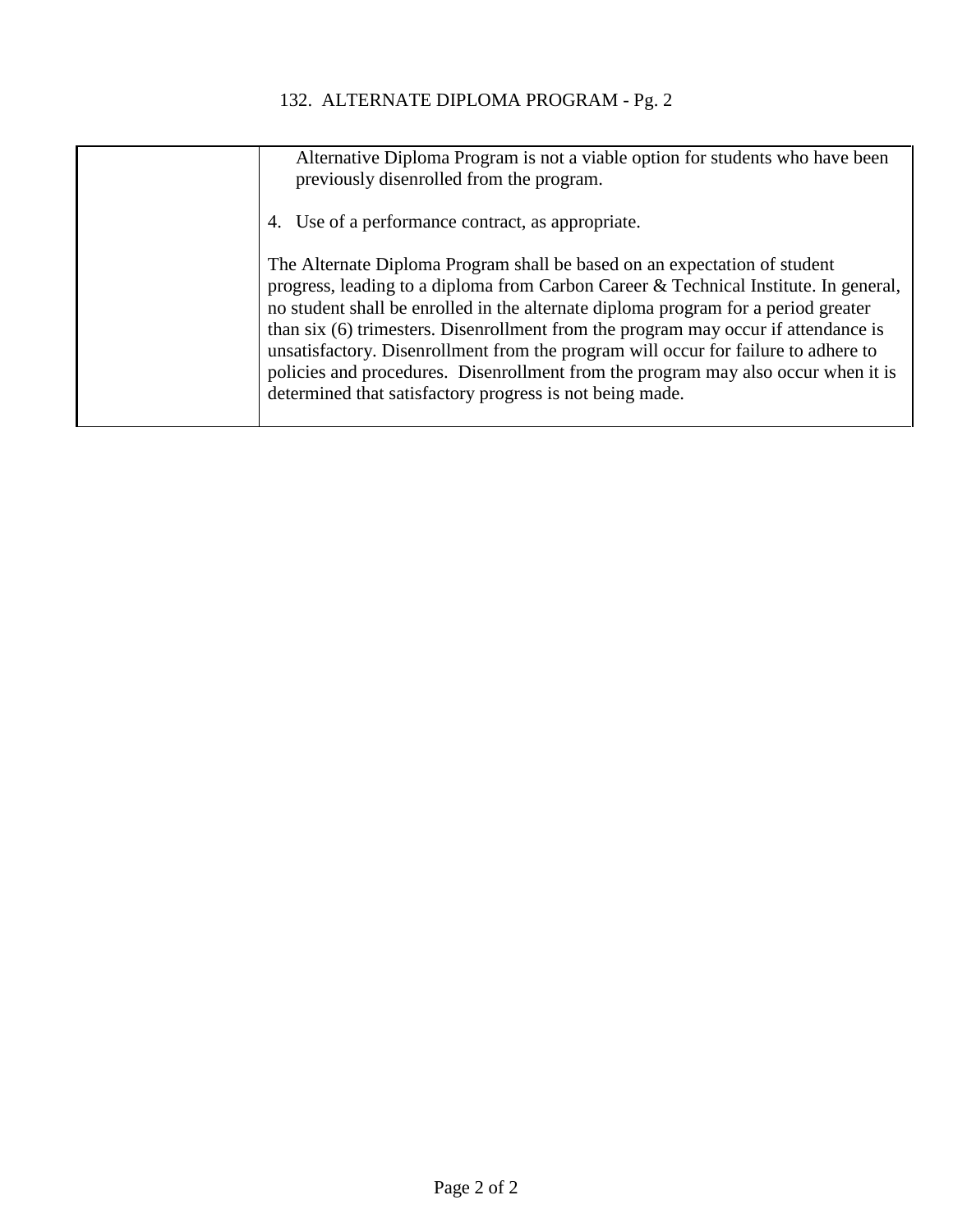| | |
|---|---|
| | Alternative Diploma Program is not a viable option for students who have been previously disenrolled from the program.<br><br>4. Use of a performance contract, as appropriate.<br><br>The Alternate Diploma Program shall be based on an expectation of student progress, leading to a diploma from Carbon Career & Technical Institute. In general, no student shall be enrolled in the alternate diploma program for a period greater than six (6) trimesters. Disenrollment from the program may occur if attendance is unsatisfactory. Disenrollment from the program will occur for failure to adhere to policies and procedures. Disenrollment from the program may also occur when it is determined that satisfactory progress is not being made. |